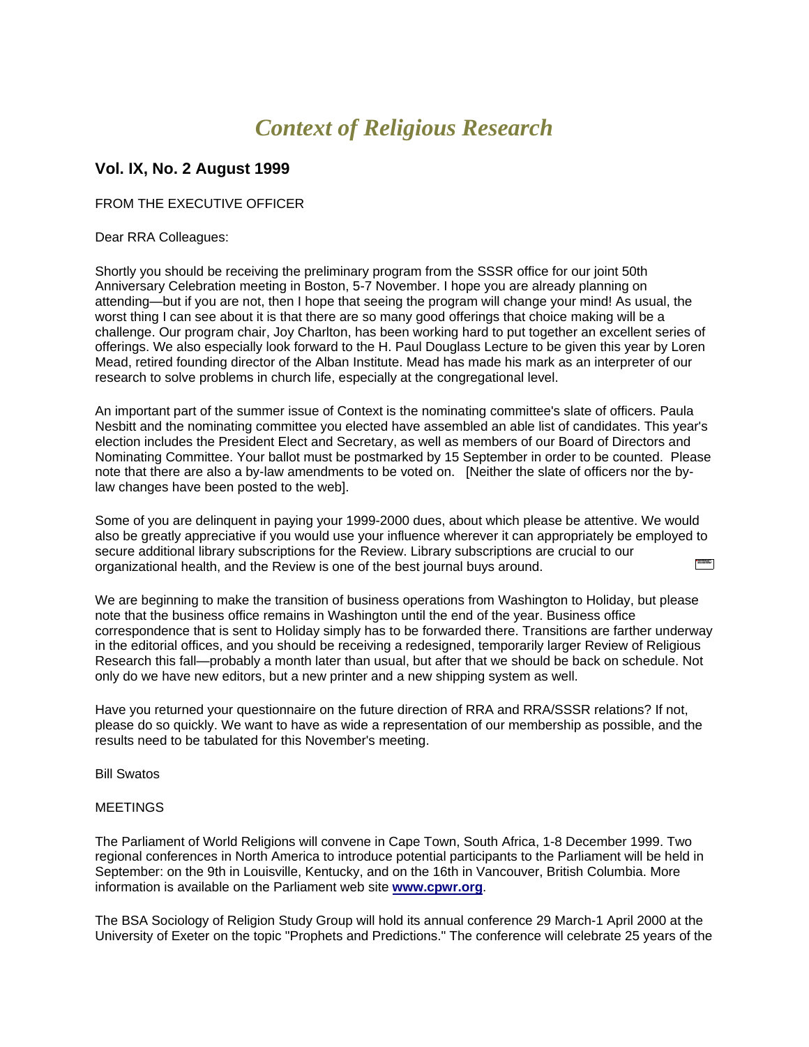# *Context of Religious Research*

## Vol. IX, No. 2 August 1999

FROM THE EXECUTIVE OFFICER

Dear RRA Colleagues:

Shortly you should be receiving the preliminary program from the SSSR office for our joint 50th Anniversary Celebration meeting in Boston, 5-7 November. I hope you are already planning on attending—but if you are not, then I hope that seeing the program will change your mind! As usual, the worst thing I can see about it is that there are so many good offerings that choice making will be a challenge. Our program chair, Joy Charlton, has been working hard to put together an excellent series of offerings. We also especially look forward to the H. Paul Douglass Lecture to be given this year by Loren Mead, retired founding director of the Alban Institute. Mead has made his mark as an interpreter of our research to solve problems in church life, especially at the congregational level.

An important part of the summer issue of Context is the nominating committee's slate of officers. Paula Nesbitt and the nominating committee you elected have assembled an able list of candidates. This year's election includes the President Elect and Secretary, as well as members of our Board of Directors and Nominating Committee. Your ballot must be postmarked by 15 September in order to be counted. Please note that there are also a by-law amendments to be voted on. [Neither the slate of officers nor the by-law changes have been posted to the web].

Some of you are delinquent in paying your 1999-2000 dues, about which please be attentive. We would also be greatly appreciative if you would use your influence wherever it can appropriately be employed to secure additional library subscriptions for the Review. Library subscriptions are crucial to our organizational health, and the Review is one of the best journal buys around.

We are beginning to make the transition of business operations from Washington to Holiday, but please note that the business office remains in Washington until the end of the year. Business office correspondence that is sent to Holiday simply has to be forwarded there. Transitions are farther underway in the editorial offices, and you should be receiving a redesigned, temporarily larger Review of Religious Research this fall—probably a month later than usual, but after that we should be back on schedule. Not only do we have new editors, but a new printer and a new shipping system as well.

Have you returned your questionnaire on the future direction of RRA and RRA/SSSR relations? If not, please do so quickly. We want to have as wide a representation of our membership as possible, and the results need to be tabulated for this November's meeting.

Bill Swatos

MEETINGS

The Parliament of World Religions will convene in Cape Town, South Africa, 1-8 December 1999. Two regional conferences in North America to introduce potential participants to the Parliament will be held in September: on the 9th in Louisville, Kentucky, and on the 16th in Vancouver, British Columbia. More information is available on the Parliament web site **www.cpwr.org**.

The BSA Sociology of Religion Study Group will hold its annual conference 29 March-1 April 2000 at the University of Exeter on the topic "Prophets and Predictions." The conference will celebrate 25 years of the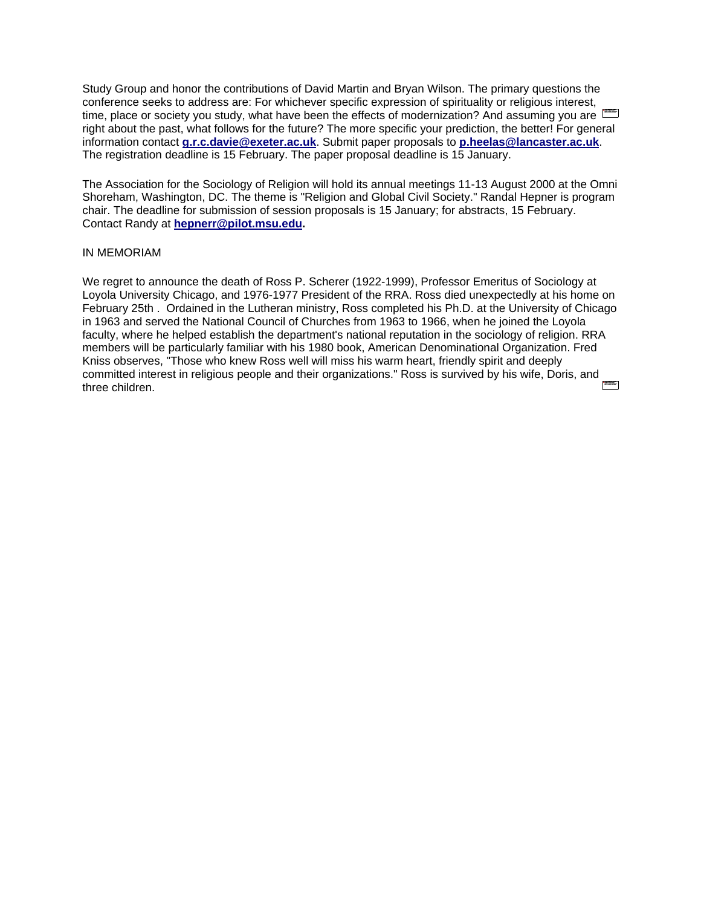Study Group and honor the contributions of David Martin and Bryan Wilson. The primary questions the conference seeks to address are: For whichever specific expression of spirituality or religious interest, time, place or society you study, what have been the effects of modernization? And assuming you are right about the past, what follows for the future? The more specific your prediction, the better! For general information contact **g.r.c.davie@exeter.ac.uk**. Submit paper proposals to **p.heelas@lancaster.ac.uk**. The registration deadline is 15 February. The paper proposal deadline is 15 January.

The Association for the Sociology of Religion will hold its annual meetings 11-13 August 2000 at the Omni Shoreham, Washington, DC. The theme is "Religion and Global Civil Society." Randal Hepner is program chair. The deadline for submission of session proposals is 15 January; for abstracts, 15 February. Contact Randy at **hepnerr@pilot.msu.edu.**

IN MEMORIAM

We regret to announce the death of Ross P. Scherer (1922-1999), Professor Emeritus of Sociology at Loyola University Chicago, and 1976-1977 President of the RRA. Ross died unexpectedly at his home on February 25th . Ordained in the Lutheran ministry, Ross completed his Ph.D. at the University of Chicago in 1963 and served the National Council of Churches from 1963 to 1966, when he joined the Loyola faculty, where he helped establish the department's national reputation in the sociology of religion. RRA members will be particularly familiar with his 1980 book, American Denominational Organization. Fred Kniss observes, "Those who knew Ross well will miss his warm heart, friendly spirit and deeply committed interest in religious people and their organizations." Ross is survived by his wife, Doris, and three children.